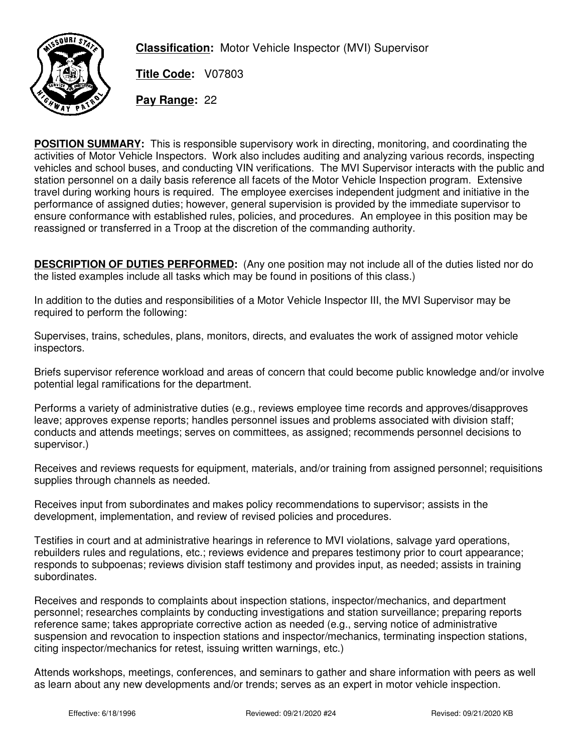**Classification:** Motor Vehicle Inspector (MVI) Supervisor

**Title Code:** V07803

**Pay Range:** 22

**POSITION SUMMARY:** This is responsible supervisory work in directing, monitoring, and coordinating the activities of Motor Vehicle Inspectors. Work also includes auditing and analyzing various records, inspecting vehicles and school buses, and conducting VIN verifications. The MVI Supervisor interacts with the public and station personnel on a daily basis reference all facets of the Motor Vehicle Inspection program. Extensive travel during working hours is required. The employee exercises independent judgment and initiative in the performance of assigned duties; however, general supervision is provided by the immediate supervisor to ensure conformance with established rules, policies, and procedures. An employee in this position may be reassigned or transferred in a Troop at the discretion of the commanding authority.

**DESCRIPTION OF DUTIES PERFORMED:** (Any one position may not include all of the duties listed nor do the listed examples include all tasks which may be found in positions of this class.)

In addition to the duties and responsibilities of a Motor Vehicle Inspector III, the MVI Supervisor may be required to perform the following:

Supervises, trains, schedules, plans, monitors, directs, and evaluates the work of assigned motor vehicle inspectors.

Briefs supervisor reference workload and areas of concern that could become public knowledge and/or involve potential legal ramifications for the department.

Performs a variety of administrative duties (e.g., reviews employee time records and approves/disapproves leave; approves expense reports; handles personnel issues and problems associated with division staff; conducts and attends meetings; serves on committees, as assigned; recommends personnel decisions to supervisor.)

Receives and reviews requests for equipment, materials, and/or training from assigned personnel; requisitions supplies through channels as needed.

Receives input from subordinates and makes policy recommendations to supervisor; assists in the development, implementation, and review of revised policies and procedures.

Testifies in court and at administrative hearings in reference to MVI violations, salvage yard operations, rebuilders rules and regulations, etc.; reviews evidence and prepares testimony prior to court appearance; responds to subpoenas; reviews division staff testimony and provides input, as needed; assists in training subordinates.

Receives and responds to complaints about inspection stations, inspector/mechanics, and department personnel; researches complaints by conducting investigations and station surveillance; preparing reports reference same; takes appropriate corrective action as needed (e.g., serving notice of administrative suspension and revocation to inspection stations and inspector/mechanics, terminating inspection stations, citing inspector/mechanics for retest, issuing written warnings, etc.)

Attends workshops, meetings, conferences, and seminars to gather and share information with peers as well as learn about any new developments and/or trends; serves as an expert in motor vehicle inspection.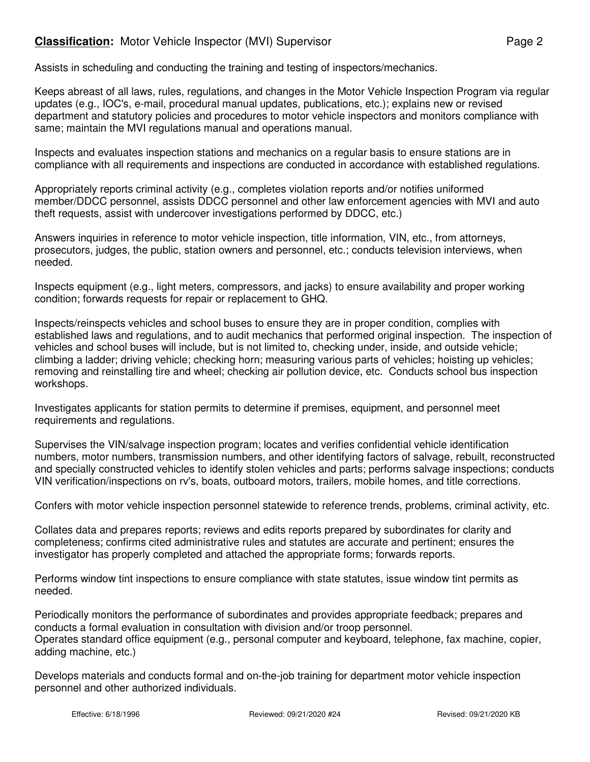Assists in scheduling and conducting the training and testing of inspectors/mechanics.

Keeps abreast of all laws, rules, regulations, and changes in the Motor Vehicle Inspection Program via regular updates (e.g., IOC's, e-mail, procedural manual updates, publications, etc.); explains new or revised department and statutory policies and procedures to motor vehicle inspectors and monitors compliance with same; maintain the MVI regulations manual and operations manual.

Inspects and evaluates inspection stations and mechanics on a regular basis to ensure stations are in compliance with all requirements and inspections are conducted in accordance with established regulations.

Appropriately reports criminal activity (e.g., completes violation reports and/or notifies uniformed member/DDCC personnel, assists DDCC personnel and other law enforcement agencies with MVI and auto theft requests, assist with undercover investigations performed by DDCC, etc.)

Answers inquiries in reference to motor vehicle inspection, title information, VIN, etc., from attorneys, prosecutors, judges, the public, station owners and personnel, etc.; conducts television interviews, when needed.

Inspects equipment (e.g., light meters, compressors, and jacks) to ensure availability and proper working condition; forwards requests for repair or replacement to GHQ.

Inspects/reinspects vehicles and school buses to ensure they are in proper condition, complies with established laws and regulations, and to audit mechanics that performed original inspection. The inspection of vehicles and school buses will include, but is not limited to, checking under, inside, and outside vehicle; climbing a ladder; driving vehicle; checking horn; measuring various parts of vehicles; hoisting up vehicles; removing and reinstalling tire and wheel; checking air pollution device, etc. Conducts school bus inspection workshops.

Investigates applicants for station permits to determine if premises, equipment, and personnel meet requirements and regulations.

Supervises the VIN/salvage inspection program; locates and verifies confidential vehicle identification numbers, motor numbers, transmission numbers, and other identifying factors of salvage, rebuilt, reconstructed and specially constructed vehicles to identify stolen vehicles and parts; performs salvage inspections; conducts VIN verification/inspections on rv's, boats, outboard motors, trailers, mobile homes, and title corrections.

Confers with motor vehicle inspection personnel statewide to reference trends, problems, criminal activity, etc.

Collates data and prepares reports; reviews and edits reports prepared by subordinates for clarity and completeness; confirms cited administrative rules and statutes are accurate and pertinent; ensures the investigator has properly completed and attached the appropriate forms; forwards reports.

Performs window tint inspections to ensure compliance with state statutes, issue window tint permits as needed.

Periodically monitors the performance of subordinates and provides appropriate feedback; prepares and conducts a formal evaluation in consultation with division and/or troop personnel.
Operates standard office equipment (e.g., personal computer and keyboard, telephone, fax machine, copier, adding machine, etc.)

Develops materials and conducts formal and on-the-job training for department motor vehicle inspection personnel and other authorized individuals.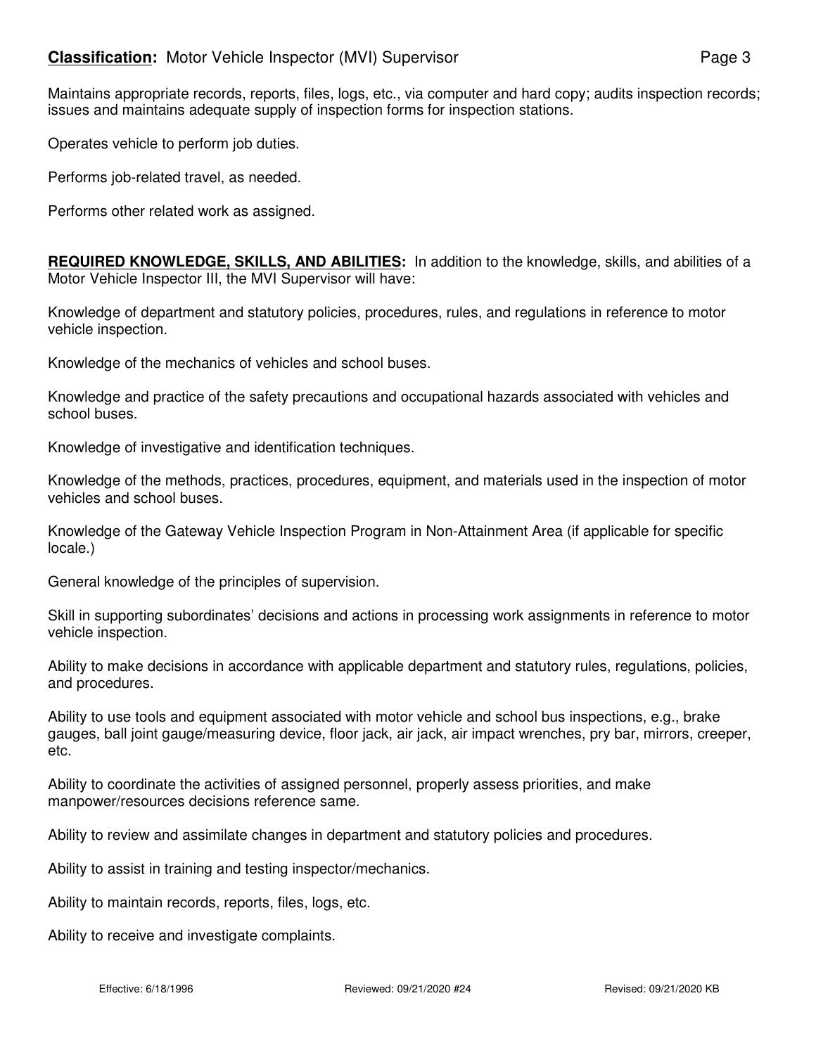Maintains appropriate records, reports, files, logs, etc., via computer and hard copy; audits inspection records; issues and maintains adequate supply of inspection forms for inspection stations.

Operates vehicle to perform job duties.

Performs job-related travel, as needed.

Performs other related work as assigned.

**REQUIRED KNOWLEDGE, SKILLS, AND ABILITIES:** In addition to the knowledge, skills, and abilities of a Motor Vehicle Inspector III, the MVI Supervisor will have:

Knowledge of department and statutory policies, procedures, rules, and regulations in reference to motor vehicle inspection.

Knowledge of the mechanics of vehicles and school buses.

Knowledge and practice of the safety precautions and occupational hazards associated with vehicles and school buses.

Knowledge of investigative and identification techniques.

Knowledge of the methods, practices, procedures, equipment, and materials used in the inspection of motor vehicles and school buses.

Knowledge of the Gateway Vehicle Inspection Program in Non-Attainment Area (if applicable for specific locale.)

General knowledge of the principles of supervision.

Skill in supporting subordinates' decisions and actions in processing work assignments in reference to motor vehicle inspection.

Ability to make decisions in accordance with applicable department and statutory rules, regulations, policies, and procedures.

Ability to use tools and equipment associated with motor vehicle and school bus inspections, e.g., brake gauges, ball joint gauge/measuring device, floor jack, air jack, air impact wrenches, pry bar, mirrors, creeper, etc.

Ability to coordinate the activities of assigned personnel, properly assess priorities, and make manpower/resources decisions reference same.

Ability to review and assimilate changes in department and statutory policies and procedures.

Ability to assist in training and testing inspector/mechanics.

Ability to maintain records, reports, files, logs, etc.

Ability to receive and investigate complaints.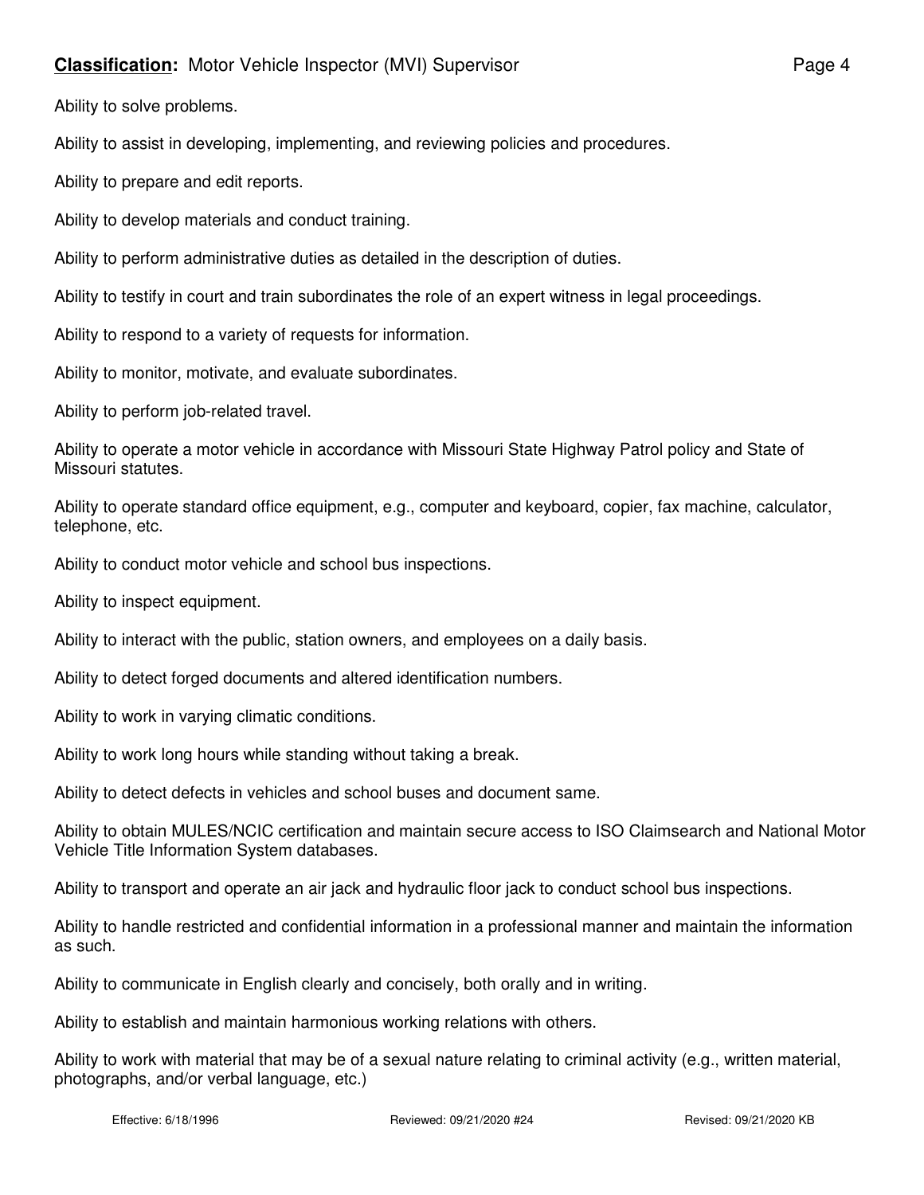Ability to solve problems.

Ability to assist in developing, implementing, and reviewing policies and procedures.

Ability to prepare and edit reports.

Ability to develop materials and conduct training.

Ability to perform administrative duties as detailed in the description of duties.

Ability to testify in court and train subordinates the role of an expert witness in legal proceedings.

Ability to respond to a variety of requests for information.

Ability to monitor, motivate, and evaluate subordinates.

Ability to perform job-related travel.

Ability to operate a motor vehicle in accordance with Missouri State Highway Patrol policy and State of Missouri statutes.

Ability to operate standard office equipment, e.g., computer and keyboard, copier, fax machine, calculator, telephone, etc.

Ability to conduct motor vehicle and school bus inspections.

Ability to inspect equipment.

Ability to interact with the public, station owners, and employees on a daily basis.

Ability to detect forged documents and altered identification numbers.

Ability to work in varying climatic conditions.

Ability to work long hours while standing without taking a break.

Ability to detect defects in vehicles and school buses and document same.

Ability to obtain MULES/NCIC certification and maintain secure access to ISO Claimsearch and National Motor Vehicle Title Information System databases.

Ability to transport and operate an air jack and hydraulic floor jack to conduct school bus inspections.

Ability to handle restricted and confidential information in a professional manner and maintain the information as such.

Ability to communicate in English clearly and concisely, both orally and in writing.

Ability to establish and maintain harmonious working relations with others.

Ability to work with material that may be of a sexual nature relating to criminal activity (e.g., written material, photographs, and/or verbal language, etc.)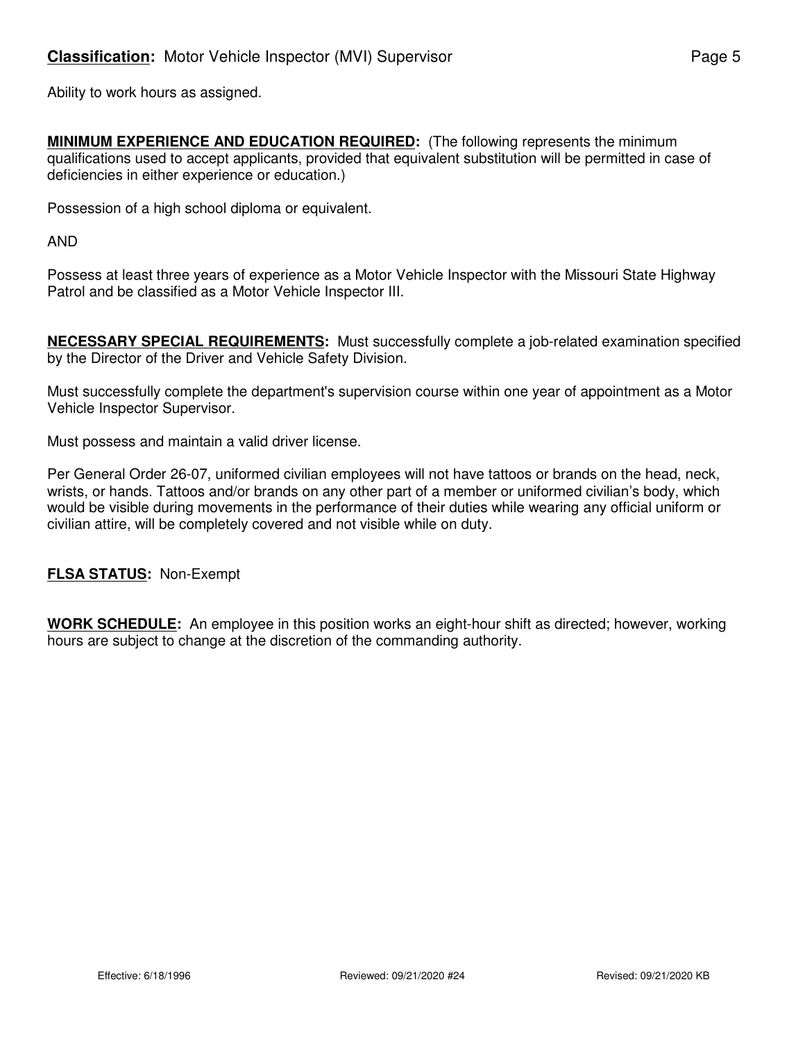Ability to work hours as assigned.

**MINIMUM EXPERIENCE AND EDUCATION REQUIRED:** (The following represents the minimum qualifications used to accept applicants, provided that equivalent substitution will be permitted in case of deficiencies in either experience or education.)

Possession of a high school diploma or equivalent.

AND

Possess at least three years of experience as a Motor Vehicle Inspector with the Missouri State Highway Patrol and be classified as a Motor Vehicle Inspector III.

**NECESSARY SPECIAL REQUIREMENTS:** Must successfully complete a job-related examination specified by the Director of the Driver and Vehicle Safety Division.

Must successfully complete the department's supervision course within one year of appointment as a Motor Vehicle Inspector Supervisor.

Must possess and maintain a valid driver license.

Per General Order 26-07, uniformed civilian employees will not have tattoos or brands on the head, neck, wrists, or hands. Tattoos and/or brands on any other part of a member or uniformed civilian's body, which would be visible during movements in the performance of their duties while wearing any official uniform or civilian attire, will be completely covered and not visible while on duty.

**FLSA STATUS:** Non-Exempt

**WORK SCHEDULE:** An employee in this position works an eight-hour shift as directed; however, working hours are subject to change at the discretion of the commanding authority.